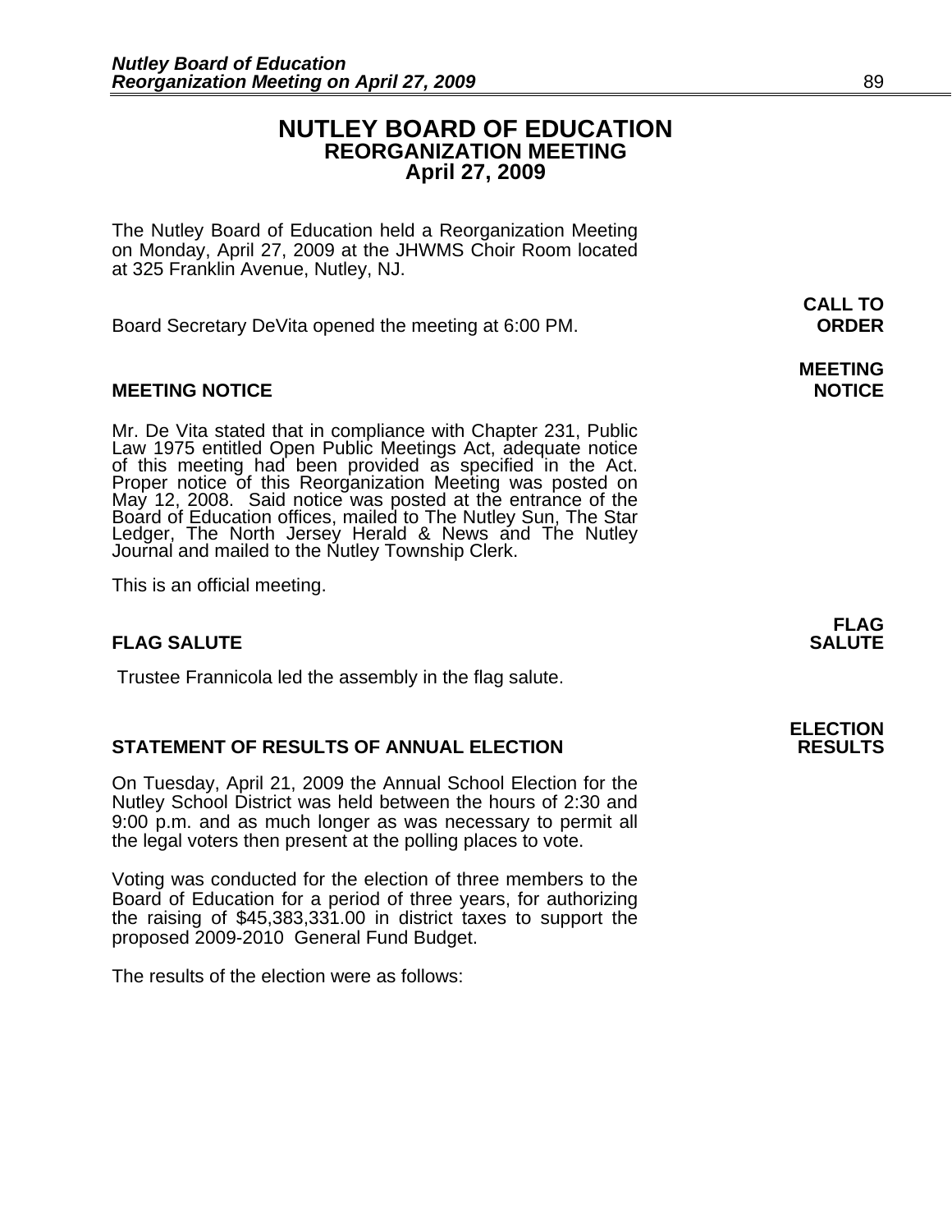# NUTLEY BOARD OF EDUCATION
## REORGANIZATION MEETING
## April 27, 2009

The Nutley Board of Education held a Reorganization Meeting on Monday, April 27, 2009 at the JHWMS Choir Room located at 325 Franklin Avenue, Nutley, NJ.

**CALL TO ORDER**

Board Secretary DeVita opened the meeting at 6:00 PM.

**MEETING NOTICE**

### MEETING NOTICE

Mr. De Vita stated that in compliance with Chapter 231, Public Law 1975 entitled Open Public Meetings Act, adequate notice of this meeting had been provided as specified in the Act. Proper notice of this Reorganization Meeting was posted on May 12, 2008. Said notice was posted at the entrance of the Board of Education offices, mailed to The Nutley Sun, The Star Ledger, The North Jersey Herald & News and The Nutley Journal and mailed to the Nutley Township Clerk.

This is an official meeting.

**FLAG SALUTE**

### FLAG SALUTE

Trustee Frannicola led the assembly in the flag salute.

**ELECTION RESULTS**

### STATEMENT OF RESULTS OF ANNUAL ELECTION

On Tuesday, April 21, 2009 the Annual School Election for the Nutley School District was held between the hours of 2:30 and 9:00 p.m. and as much longer as was necessary to permit all the legal voters then present at the polling places to vote.

Voting was conducted for the election of three members to the Board of Education for a period of three years, for authorizing the raising of $45,383,331.00 in district taxes to support the proposed 2009-2010 General Fund Budget.

The results of the election were as follows: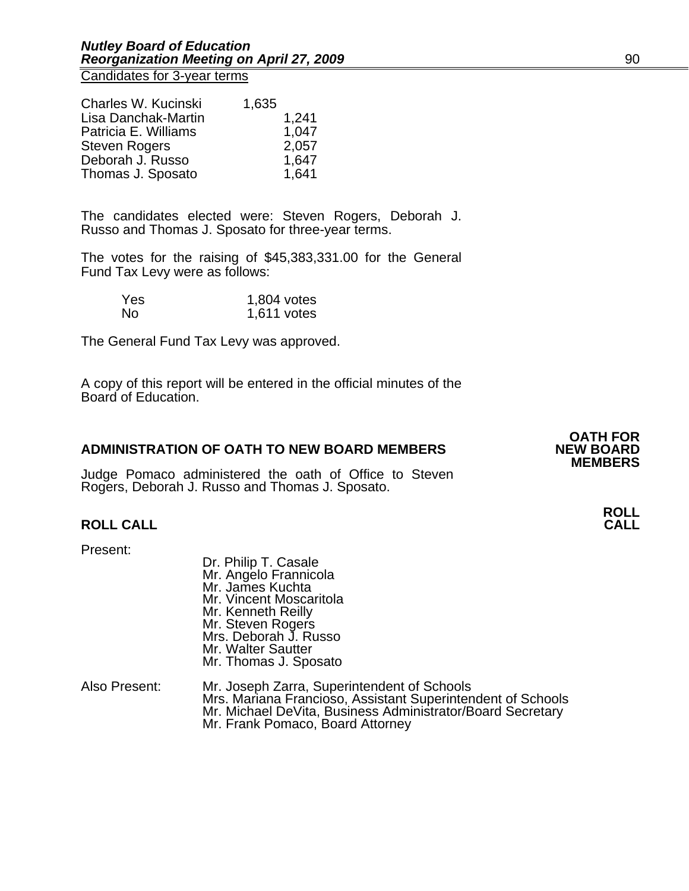Candidates for 3-year terms

| | |
|---|---|
| Charles W. Kucinski | 1,635 |
| Lisa Danchak-Martin | 1,241 |
| Patricia E. Williams | 1,047 |
| Steven Rogers | 2,057 |
| Deborah J. Russo | 1,647 |
| Thomas J. Sposato | 1,641 |

The candidates elected were: Steven Rogers, Deborah J. Russo and Thomas J. Sposato for three-year terms.

The votes for the raising of $45,383,331.00 for the General Fund Tax Levy were as follows:

| | |
|---|---|
| Yes | 1,804 votes |
| No | 1,611 votes |

The General Fund Tax Levy was approved.

A copy of this report will be entered in the official minutes of the Board of Education.

## ADMINISTRATION OF OATH TO NEW BOARD MEMBERS

**OATH FOR NEW BOARD MEMBERS**

Judge Pomaco administered the oath of Office to Steven Rogers, Deborah J. Russo and Thomas J. Sposato.

## ROLL CALL

**ROLL CALL**

Present:

- Dr. Philip T. Casale
- Mr. Angelo Frannicola
- Mr. James Kuchta
- Mr. Vincent Moscaritola
- Mr. Kenneth Reilly
- Mr. Steven Rogers
- Mrs. Deborah J. Russo
- Mr. Walter Sautter
- Mr. Thomas J. Sposato

Also Present:

- Mr. Joseph Zarra, Superintendent of Schools
- Mrs. Mariana Francioso, Assistant Superintendent of Schools
- Mr. Michael DeVita, Business Administrator/Board Secretary
- Mr. Frank Pomaco, Board Attorney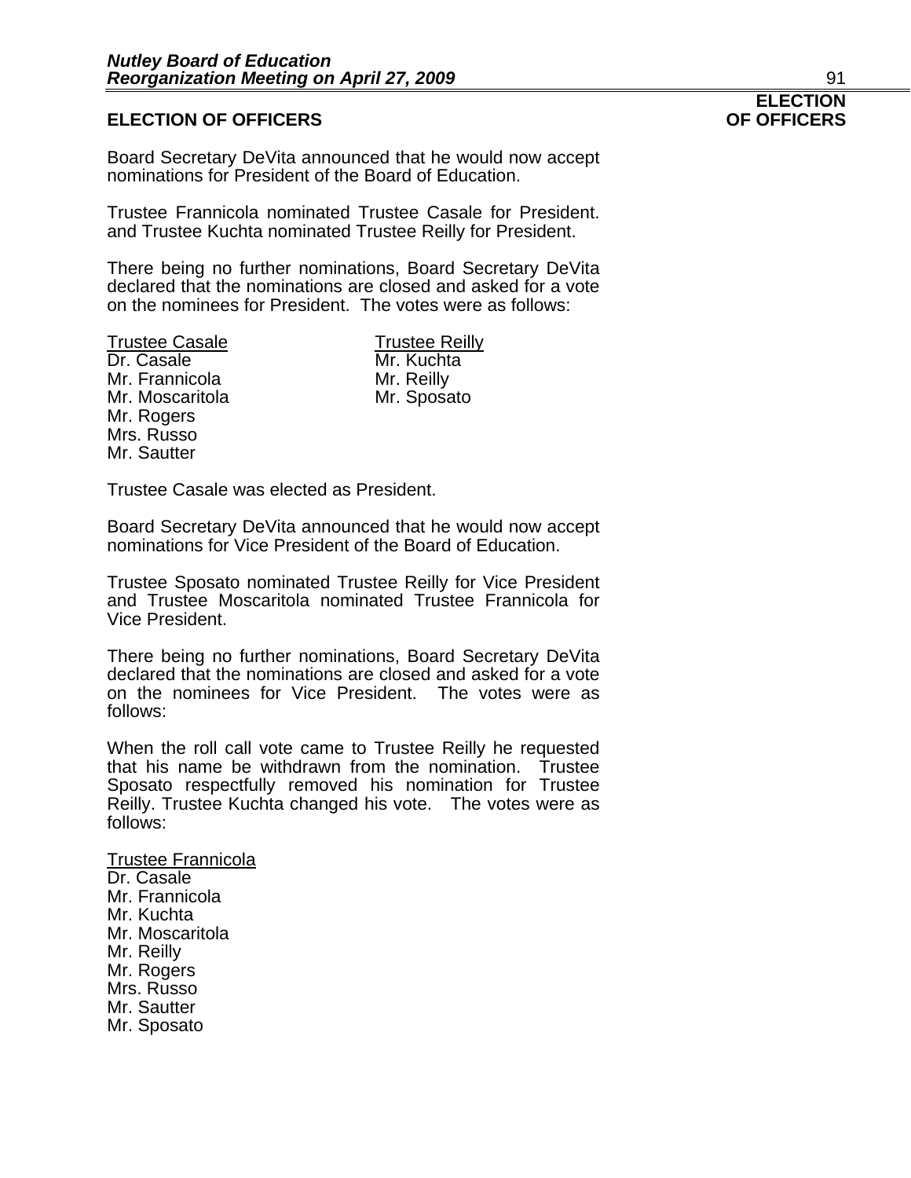## ELECTION OF OFFICERS

**ELECTION OF OFFICERS**

Board Secretary DeVita announced that he would now accept nominations for President of the Board of Education.

Trustee Frannicola nominated Trustee Casale for President. and Trustee Kuchta nominated Trustee Reilly for President.

There being no further nominations, Board Secretary DeVita declared that the nominations are closed and asked for a vote on the nominees for President. The votes were as follows:

| Trustee Casale | Trustee Reilly |
|---|---|
| Dr. Casale | Mr. Kuchta |
| Mr. Frannicola | Mr. Reilly |
| Mr. Moscaritola | Mr. Sposato |
| Mr. Rogers | |
| Mrs. Russo | |
| Mr. Sautter | |

Trustee Casale was elected as President.

Board Secretary DeVita announced that he would now accept nominations for Vice President of the Board of Education.

Trustee Sposato nominated Trustee Reilly for Vice President and Trustee Moscaritola nominated Trustee Frannicola for Vice President.

There being no further nominations, Board Secretary DeVita declared that the nominations are closed and asked for a vote on the nominees for Vice President. The votes were as follows:

When the roll call vote came to Trustee Reilly he requested that his name be withdrawn from the nomination. Trustee Sposato respectfully removed his nomination for Trustee Reilly. Trustee Kuchta changed his vote. The votes were as follows:

Trustee Frannicola
Dr. Casale
Mr. Frannicola
Mr. Kuchta
Mr. Moscaritola
Mr. Reilly
Mr. Rogers
Mrs. Russo
Mr. Sautter
Mr. Sposato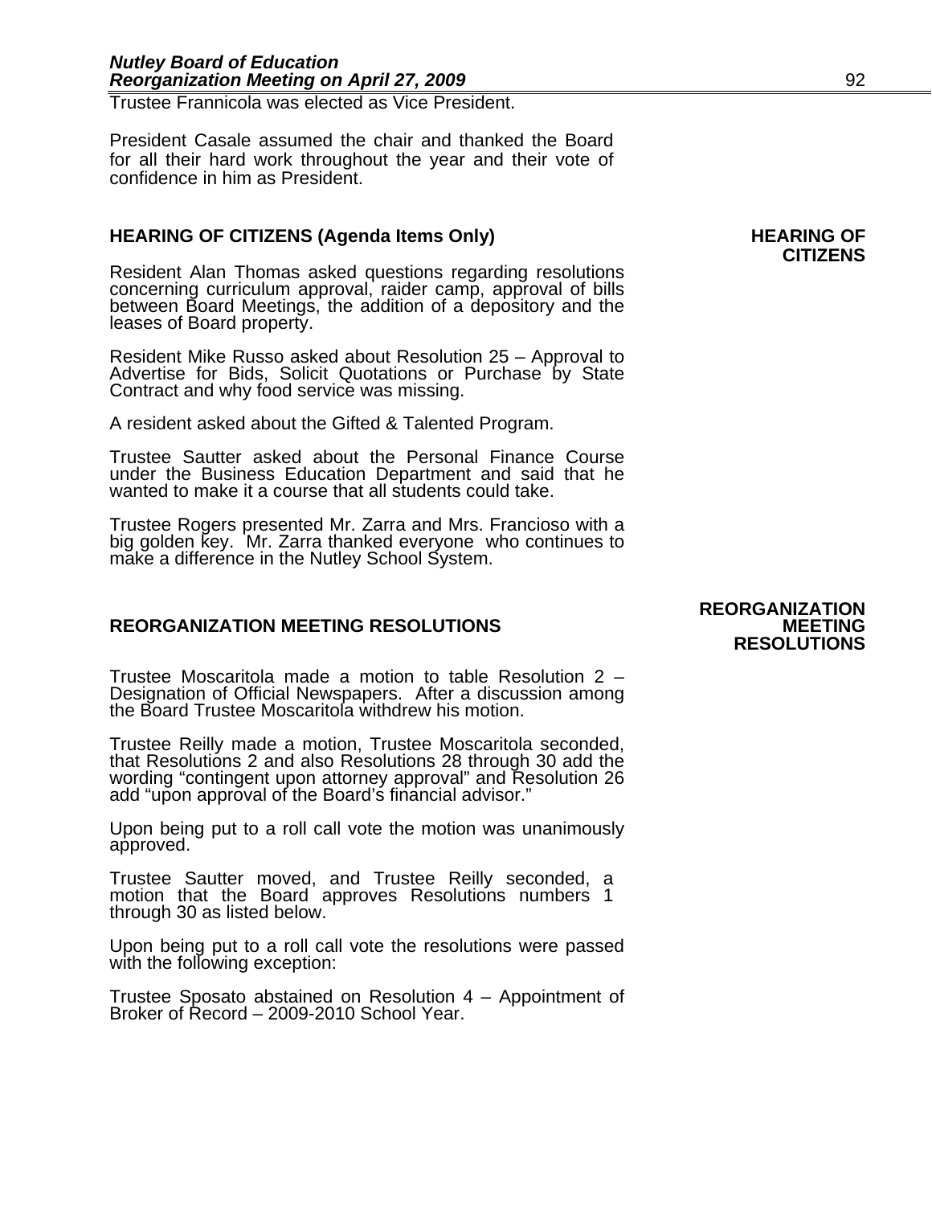Trustee Frannicola was elected as Vice President.

President Casale assumed the chair and thanked the Board for all their hard work throughout the year and their vote of confidence in him as President.

## HEARING OF CITIZENS (Agenda Items Only)

Resident Alan Thomas asked questions regarding resolutions concerning curriculum approval, raider camp, approval of bills between Board Meetings, the addition of a depository and the leases of Board property.

Resident Mike Russo asked about Resolution 25 – Approval to Advertise for Bids, Solicit Quotations or Purchase by State Contract and why food service was missing.

A resident asked about the Gifted & Talented Program.

Trustee Sautter asked about the Personal Finance Course under the Business Education Department and said that he wanted to make it a course that all students could take.

Trustee Rogers presented Mr. Zarra and Mrs. Francioso with a big golden key. Mr. Zarra thanked everyone who continues to make a difference in the Nutley School System.

## REORGANIZATION MEETING RESOLUTIONS

Trustee Moscaritola made a motion to table Resolution 2 – Designation of Official Newspapers. After a discussion among the Board Trustee Moscaritola withdrew his motion.

Trustee Reilly made a motion, Trustee Moscaritola seconded, that Resolutions 2 and also Resolutions 28 through 30 add the wording “contingent upon attorney approval” and Resolution 26 add “upon approval of the Board’s financial advisor.”

Upon being put to a roll call vote the motion was unanimously approved.

Trustee Sautter moved, and Trustee Reilly seconded, a motion that the Board approves Resolutions numbers 1 through 30 as listed below.

Upon being put to a roll call vote the resolutions were passed with the following exception:

Trustee Sposato abstained on Resolution 4 – Appointment of Broker of Record – 2009-2010 School Year.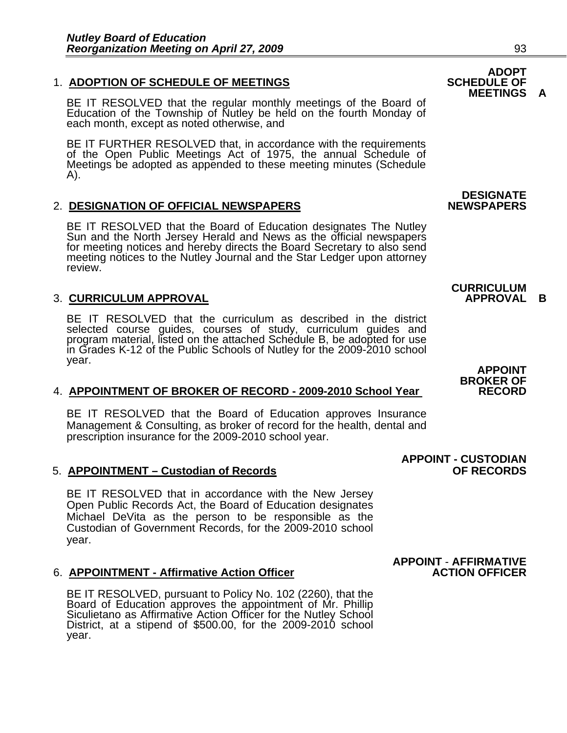**ADOPT SCHEDULE OF MEETINGS A**

1. **ADOPTION OF SCHEDULE OF MEETINGS**

   BE IT RESOLVED that the regular monthly meetings of the Board of Education of the Township of Nutley be held on the fourth Monday of each month, except as noted otherwise, and

   BE IT FURTHER RESOLVED that, in accordance with the requirements of the Open Public Meetings Act of 1975, the annual Schedule of Meetings be adopted as appended to these meeting minutes (Schedule A).

**DESIGNATE NEWSPAPERS**

2. **DESIGNATION OF OFFICIAL NEWSPAPERS**

   BE IT RESOLVED that the Board of Education designates The Nutley Sun and the North Jersey Herald and News as the official newspapers for meeting notices and hereby directs the Board Secretary to also send meeting notices to the Nutley Journal and the Star Ledger upon attorney review.

**CURRICULUM APPROVAL B**

3. **CURRICULUM APPROVAL**

   BE IT RESOLVED that the curriculum as described in the district selected course guides, courses of study, curriculum guides and program material, listed on the attached Schedule B, be adopted for use in Grades K-12 of the Public Schools of Nutley for the 2009-2010 school year.

**APPOINT BROKER OF RECORD**

4. **APPOINTMENT OF BROKER OF RECORD - 2009-2010 School Year**

   BE IT RESOLVED that the Board of Education approves Insurance Management & Consulting, as broker of record for the health, dental and prescription insurance for the 2009-2010 school year.

**APPOINT - CUSTODIAN OF RECORDS**

5. **APPOINTMENT – Custodian of Records**

   BE IT RESOLVED that in accordance with the New Jersey Open Public Records Act, the Board of Education designates Michael DeVita as the person to be responsible as the Custodian of Government Records, for the 2009-2010 school year.

**APPOINT - AFFIRMATIVE ACTION OFFICER**

6. **APPOINTMENT - Affirmative Action Officer**

   BE IT RESOLVED, pursuant to Policy No. 102 (2260), that the Board of Education approves the appointment of Mr. Phillip Siculietano as Affirmative Action Officer for the Nutley School District, at a stipend of $500.00, for the 2009-2010 school year.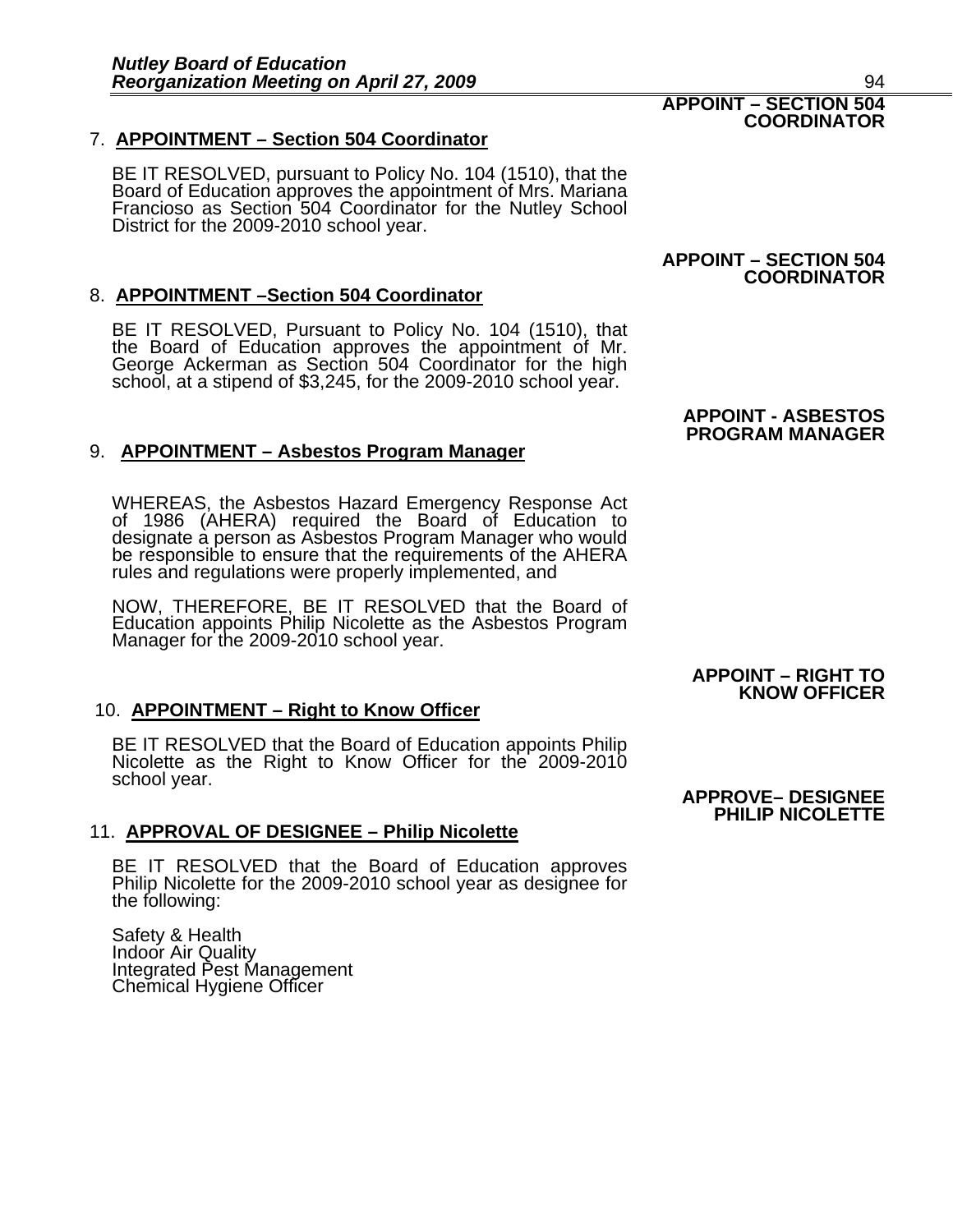**APPOINT – SECTION 504 COORDINATOR**

7. **APPOINTMENT – Section 504 Coordinator**

BE IT RESOLVED, pursuant to Policy No. 104 (1510), that the Board of Education approves the appointment of Mrs. Mariana Francioso as Section 504 Coordinator for the Nutley School District for the 2009-2010 school year.

**APPOINT – SECTION 504 COORDINATOR**

8. **APPOINTMENT –Section 504 Coordinator**

BE IT RESOLVED, Pursuant to Policy No. 104 (1510), that the Board of Education approves the appointment of Mr. George Ackerman as Section 504 Coordinator for the high school, at a stipend of $3,245, for the 2009-2010 school year.

**APPOINT - ASBESTOS PROGRAM MANAGER**

9. **APPOINTMENT – Asbestos Program Manager**

WHEREAS, the Asbestos Hazard Emergency Response Act of 1986 (AHERA) required the Board of Education to designate a person as Asbestos Program Manager who would be responsible to ensure that the requirements of the AHERA rules and regulations were properly implemented, and

NOW, THEREFORE, BE IT RESOLVED that the Board of Education appoints Philip Nicolette as the Asbestos Program Manager for the 2009-2010 school year.

**APPOINT – RIGHT TO KNOW OFFICER**

10. **APPOINTMENT – Right to Know Officer**

BE IT RESOLVED that the Board of Education appoints Philip Nicolette as the Right to Know Officer for the 2009-2010 school year.

**APPROVE– DESIGNEE PHILIP NICOLETTE**

11. **APPROVAL OF DESIGNEE – Philip Nicolette**

BE IT RESOLVED that the Board of Education approves Philip Nicolette for the 2009-2010 school year as designee for the following:

Safety & Health
Indoor Air Quality
Integrated Pest Management
Chemical Hygiene Officer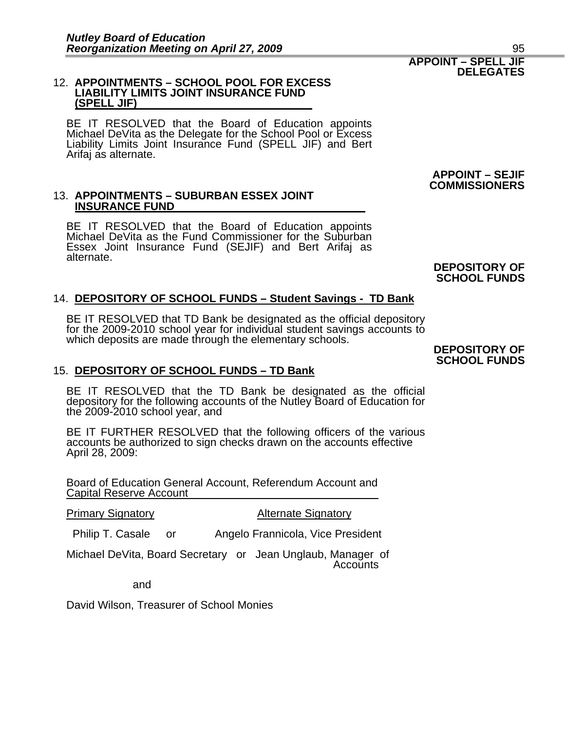**APPOINT – SPELL JIF DELEGATES**

12. **APPOINTMENTS – SCHOOL POOL FOR EXCESS LIABILITY LIMITS JOINT INSURANCE FUND (SPELL JIF)**

BE IT RESOLVED that the Board of Education appoints Michael DeVita as the Delegate for the School Pool or Excess Liability Limits Joint Insurance Fund (SPELL JIF) and Bert Arifaj as alternate.

**APPOINT – SEJIF COMMISSIONERS**

13. **APPOINTMENTS – SUBURBAN ESSEX JOINT INSURANCE FUND**

BE IT RESOLVED that the Board of Education appoints Michael DeVita as the Fund Commissioner for the Suburban Essex Joint Insurance Fund (SEJIF) and Bert Arifaj as alternate.

**DEPOSITORY OF SCHOOL FUNDS**

14. **DEPOSITORY OF SCHOOL FUNDS – Student Savings - TD Bank**

BE IT RESOLVED that TD Bank be designated as the official depository for the 2009-2010 school year for individual student savings accounts to which deposits are made through the elementary schools.

**DEPOSITORY OF SCHOOL FUNDS**

15. **DEPOSITORY OF SCHOOL FUNDS – TD Bank**

BE IT RESOLVED that the TD Bank be designated as the official depository for the following accounts of the Nutley Board of Education for the 2009-2010 school year, and

BE IT FURTHER RESOLVED that the following officers of the various accounts be authorized to sign checks drawn on the accounts effective April 28, 2009:

Board of Education General Account, Referendum Account and Capital Reserve Account

| Primary Signatory | | Alternate Signatory |
|---|---|---|
| Philip T. Casale | or | Angelo Frannicola, Vice President |
| Michael DeVita, Board Secretary | or | Jean Unglaub, Manager of Accounts |

and

David Wilson, Treasurer of School Monies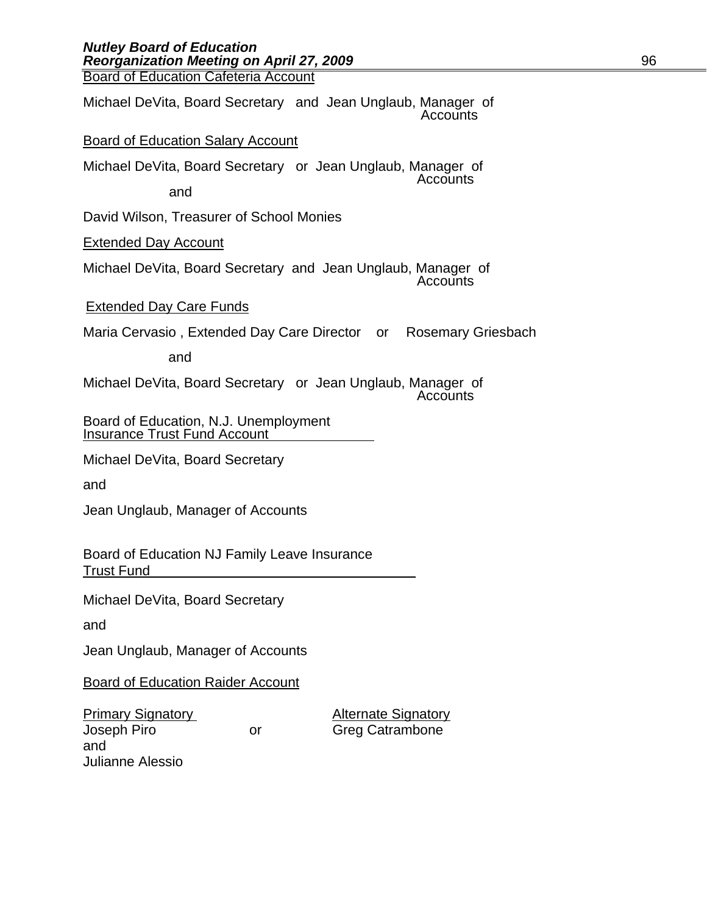<u>Board of Education Cafeteria Account</u>

Michael DeVita, Board Secretary and Jean Unglaub, Manager of Accounts

<u>Board of Education Salary Account</u>

Michael DeVita, Board Secretary or Jean Unglaub, Manager of Accounts

and

David Wilson, Treasurer of School Monies

<u>Extended Day Account</u>

Michael DeVita, Board Secretary and Jean Unglaub, Manager of Accounts

<u>Extended Day Care Funds</u>

Maria Cervasio , Extended Day Care Director or Rosemary Griesbach

and

Michael DeVita, Board Secretary or Jean Unglaub, Manager of Accounts

<u>Board of Education, N.J. Unemployment Insurance Trust Fund Account</u>

Michael DeVita, Board Secretary

and

Jean Unglaub, Manager of Accounts

<u>Board of Education NJ Family Leave Insurance Trust Fund</u>

Michael DeVita, Board Secretary

and

Jean Unglaub, Manager of Accounts

<u>Board of Education Raider Account</u>

| <u>Primary Signatory</u> | | <u>Alternate Signatory</u> |
|---|---|---|
| Joseph Piro | or | Greg Catrambone |
| and | | |
| Julianne Alessio | | |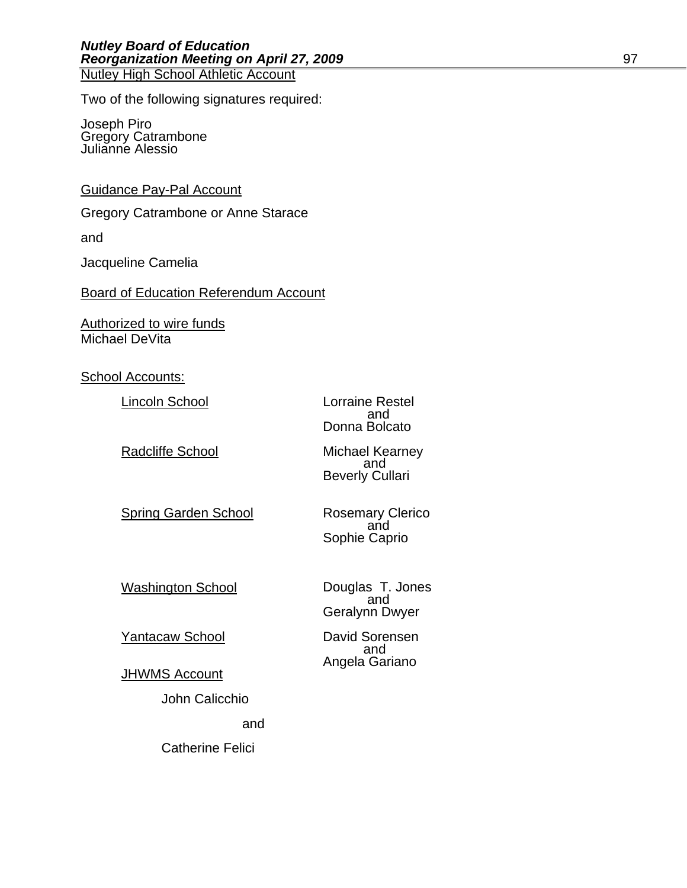Nutley High School Athletic Account

Two of the following signatures required:

Joseph Piro
Gregory Catrambone
Julianne Alessio

Guidance Pay-Pal Account

Gregory Catrambone or Anne Starace

and

Jacqueline Camelia

Board of Education Referendum Account

Authorized to wire funds
Michael DeVita

School Accounts:

| | |
|---|---|
| Lincoln School | Lorraine Restel and Donna Bolcato |
| Radcliffe School | Michael Kearney and Beverly Cullari |
| Spring Garden School | Rosemary Clerico and Sophie Caprio |
| Washington School | Douglas T. Jones and Geralynn Dwyer |
| Yantacaw School | David Sorensen and Angela Gariano |

JHWMS Account

John Calicchio

and

Catherine Felici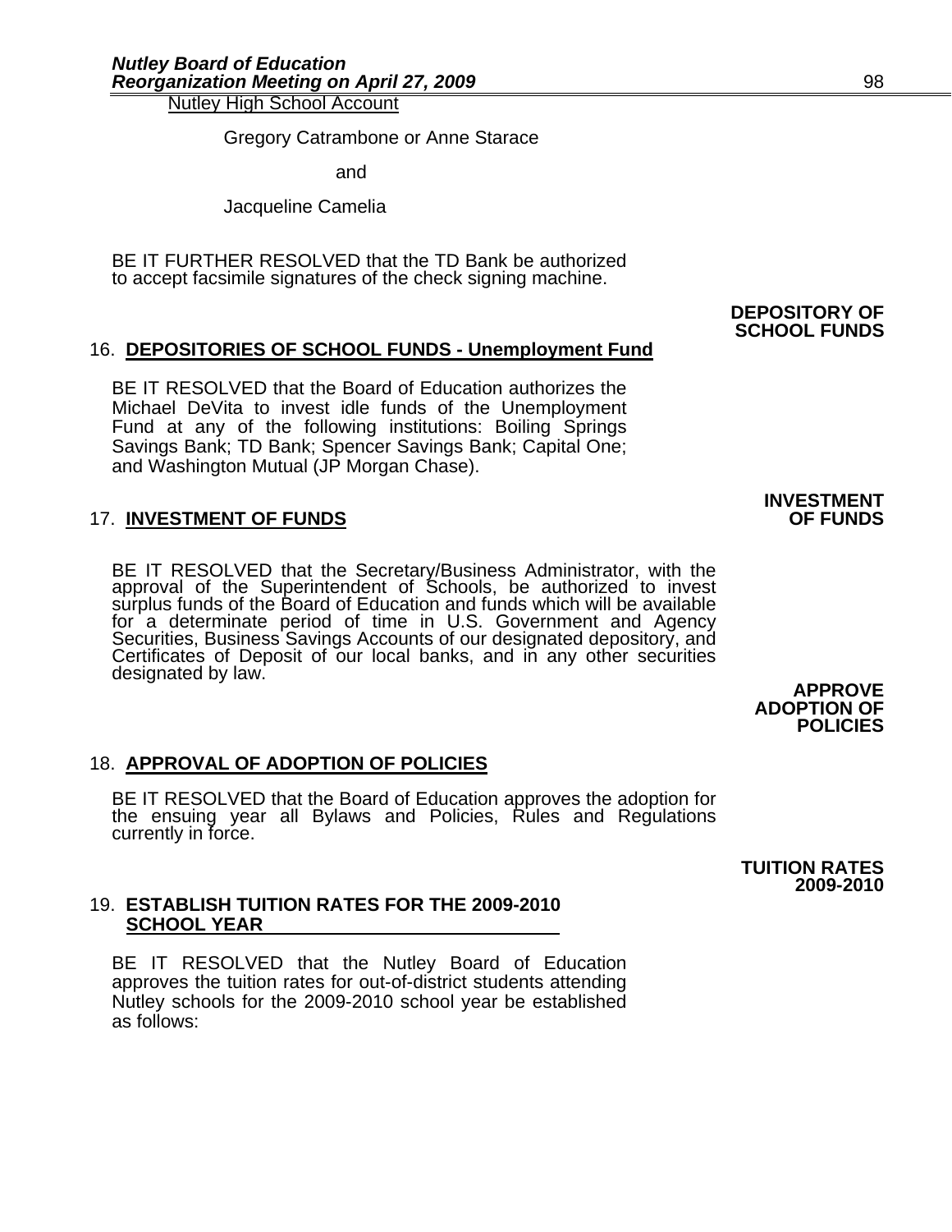Nutley High School Account

Gregory Catrambone or Anne Starace

and

Jacqueline Camelia

BE IT FURTHER RESOLVED that the TD Bank be authorized to accept facsimile signatures of the check signing machine.

**DEPOSITORY OF SCHOOL FUNDS**

16. **DEPOSITORIES OF SCHOOL FUNDS - Unemployment Fund**

BE IT RESOLVED that the Board of Education authorizes the Michael DeVita to invest idle funds of the Unemployment Fund at any of the following institutions: Boiling Springs Savings Bank; TD Bank; Spencer Savings Bank; Capital One; and Washington Mutual (JP Morgan Chase).

**INVESTMENT OF FUNDS**

17. **INVESTMENT OF FUNDS**

BE IT RESOLVED that the Secretary/Business Administrator, with the approval of the Superintendent of Schools, be authorized to invest surplus funds of the Board of Education and funds which will be available for a determinate period of time in U.S. Government and Agency Securities, Business Savings Accounts of our designated depository, and Certificates of Deposit of our local banks, and in any other securities designated by law.

**APPROVE ADOPTION OF POLICIES**

18. **APPROVAL OF ADOPTION OF POLICIES**

BE IT RESOLVED that the Board of Education approves the adoption for the ensuing year all Bylaws and Policies, Rules and Regulations currently in force.

**TUITION RATES 2009-2010**

19. **ESTABLISH TUITION RATES FOR THE 2009-2010 SCHOOL YEAR**

BE IT RESOLVED that the Nutley Board of Education approves the tuition rates for out-of-district students attending Nutley schools for the 2009-2010 school year be established as follows: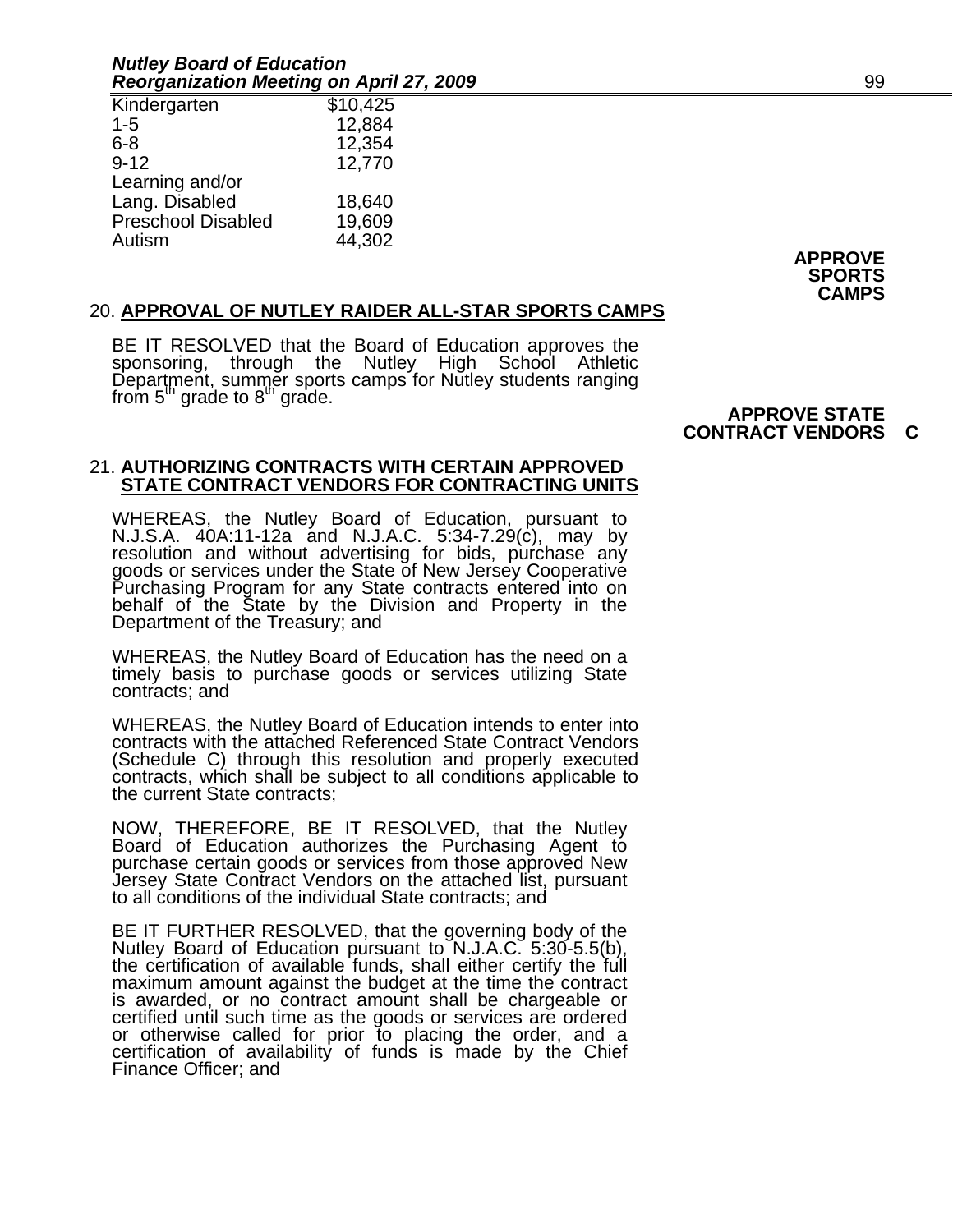| | |
|---|---|
| Kindergarten | $10,425 |
| 1-5 | 12,884 |
| 6-8 | 12,354 |
| 9-12 | 12,770 |
| Learning and/or Lang. Disabled | 18,640 |
| Preschool Disabled | 19,609 |
| Autism | 44,302 |

**APPROVE SPORTS CAMPS**

20. **APPROVAL OF NUTLEY RAIDER ALL-STAR SPORTS CAMPS**

BE IT RESOLVED that the Board of Education approves the sponsoring, through the Nutley High School Athletic Department, summer sports camps for Nutley students ranging from 5th grade to 8th grade.

**APPROVE STATE CONTRACT VENDORS C**

21. **AUTHORIZING CONTRACTS WITH CERTAIN APPROVED STATE CONTRACT VENDORS FOR CONTRACTING UNITS**

WHEREAS, the Nutley Board of Education, pursuant to N.J.S.A. 40A:11-12a and N.J.A.C. 5:34-7.29(c), may by resolution and without advertising for bids, purchase any goods or services under the State of New Jersey Cooperative Purchasing Program for any State contracts entered into on behalf of the State by the Division and Property in the Department of the Treasury; and

WHEREAS, the Nutley Board of Education has the need on a timely basis to purchase goods or services utilizing State contracts; and

WHEREAS, the Nutley Board of Education intends to enter into contracts with the attached Referenced State Contract Vendors (Schedule C) through this resolution and properly executed contracts, which shall be subject to all conditions applicable to the current State contracts;

NOW, THEREFORE, BE IT RESOLVED, that the Nutley Board of Education authorizes the Purchasing Agent to purchase certain goods or services from those approved New Jersey State Contract Vendors on the attached list, pursuant to all conditions of the individual State contracts; and

BE IT FURTHER RESOLVED, that the governing body of the Nutley Board of Education pursuant to N.J.A.C. 5:30-5.5(b), the certification of available funds, shall either certify the full maximum amount against the budget at the time the contract is awarded, or no contract amount shall be chargeable or certified until such time as the goods or services are ordered or otherwise called for prior to placing the order, and a certification of availability of funds is made by the Chief Finance Officer; and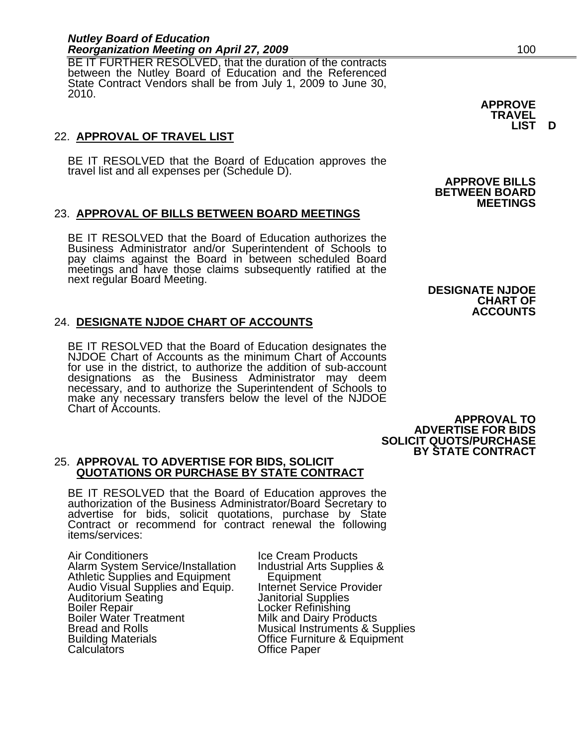BE IT FURTHER RESOLVED, that the duration of the contracts between the Nutley Board of Education and the Referenced State Contract Vendors shall be from July 1, 2009 to June 30, 2010.

**APPROVE TRAVEL LIST D**

22. **APPROVAL OF TRAVEL LIST**

BE IT RESOLVED that the Board of Education approves the travel list and all expenses per (Schedule D).

**APPROVE BILLS BETWEEN BOARD MEETINGS**

23. **APPROVAL OF BILLS BETWEEN BOARD MEETINGS**

BE IT RESOLVED that the Board of Education authorizes the Business Administrator and/or Superintendent of Schools to pay claims against the Board in between scheduled Board meetings and have those claims subsequently ratified at the next regular Board Meeting.

**DESIGNATE NJDOE CHART OF ACCOUNTS**

24. **DESIGNATE NJDOE CHART OF ACCOUNTS**

BE IT RESOLVED that the Board of Education designates the NJDOE Chart of Accounts as the minimum Chart of Accounts for use in the district, to authorize the addition of sub-account designations as the Business Administrator may deem necessary, and to authorize the Superintendent of Schools to make any necessary transfers below the level of the NJDOE Chart of Accounts.

**APPROVAL TO ADVERTISE FOR BIDS SOLICIT QUOTS/PURCHASE BY STATE CONTRACT**

25. **APPROVAL TO ADVERTISE FOR BIDS, SOLICIT QUOTATIONS OR PURCHASE BY STATE CONTRACT**

BE IT RESOLVED that the Board of Education approves the authorization of the Business Administrator/Board Secretary to advertise for bids, solicit quotations, purchase by State Contract or recommend for contract renewal the following items/services:

Air Conditioners
Alarm System Service/Installation
Athletic Supplies and Equipment
Audio Visual Supplies and Equip.
Auditorium Seating
Boiler Repair
Boiler Water Treatment
Bread and Rolls
Building Materials
Calculators
Ice Cream Products
Industrial Arts Supplies & Equipment
Internet Service Provider
Janitorial Supplies
Locker Refinishing
Milk and Dairy Products
Musical Instruments & Supplies
Office Furniture & Equipment
Office Paper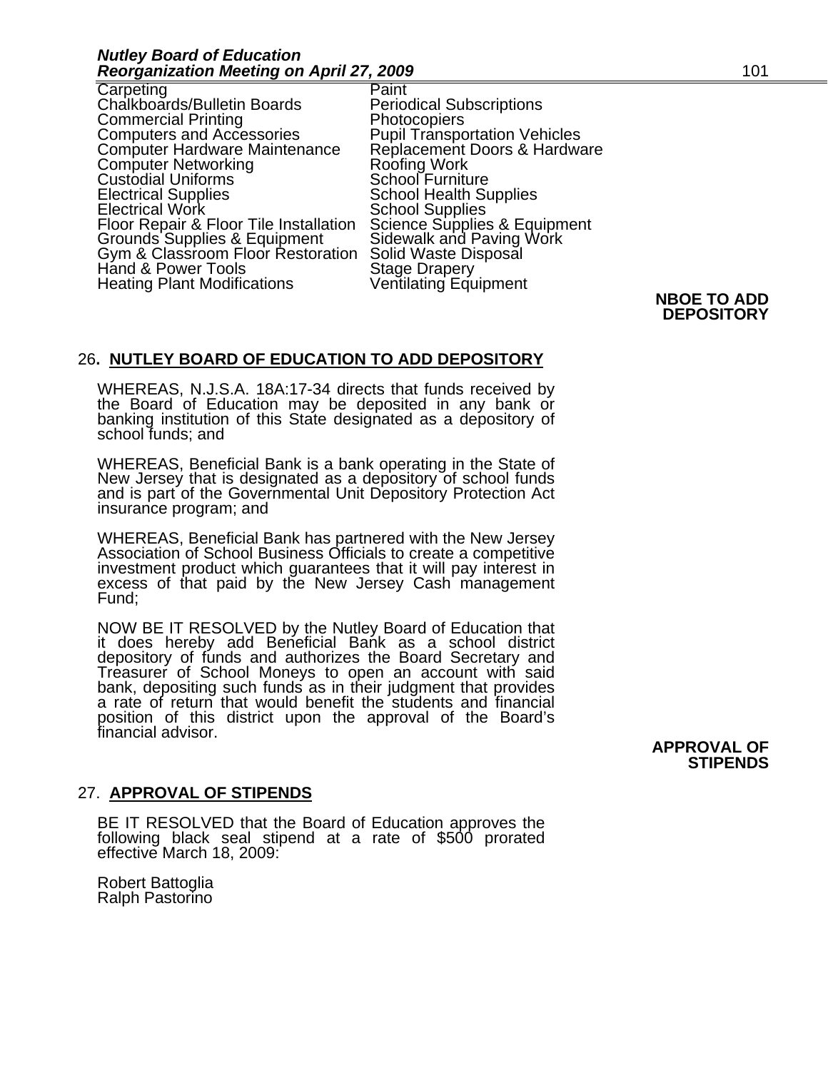Carpeting
Chalkboards/Bulletin Boards
Commercial Printing
Computers and Accessories
Computer Hardware Maintenance
Computer Networking
Custodial Uniforms
Electrical Supplies
Electrical Work
Floor Repair & Floor Tile Installation
Grounds Supplies & Equipment
Gym & Classroom Floor Restoration
Hand & Power Tools
Heating Plant Modifications
Paint
Periodical Subscriptions
Photocopiers
Pupil Transportation Vehicles
Replacement Doors & Hardware
Roofing Work
School Furniture
School Health Supplies
School Supplies
Science Supplies & Equipment
Sidewalk and Paving Work
Solid Waste Disposal
Stage Drapery
Ventilating Equipment

**NBOE TO ADD DEPOSITORY**

## 26. NUTLEY BOARD OF EDUCATION TO ADD DEPOSITORY

WHEREAS, N.J.S.A. 18A:17-34 directs that funds received by the Board of Education may be deposited in any bank or banking institution of this State designated as a depository of school funds; and

WHEREAS, Beneficial Bank is a bank operating in the State of New Jersey that is designated as a depository of school funds and is part of the Governmental Unit Depository Protection Act insurance program; and

WHEREAS, Beneficial Bank has partnered with the New Jersey Association of School Business Officials to create a competitive investment product which guarantees that it will pay interest in excess of that paid by the New Jersey Cash management Fund;

NOW BE IT RESOLVED by the Nutley Board of Education that it does hereby add Beneficial Bank as a school district depository of funds and authorizes the Board Secretary and Treasurer of School Moneys to open an account with said bank, depositing such funds as in their judgment that provides a rate of return that would benefit the students and financial position of this district upon the approval of the Board's financial advisor.

**APPROVAL OF STIPENDS**

## 27. APPROVAL OF STIPENDS

BE IT RESOLVED that the Board of Education approves the following black seal stipend at a rate of $500 prorated effective March 18, 2009:

Robert Battoglia
Ralph Pastorino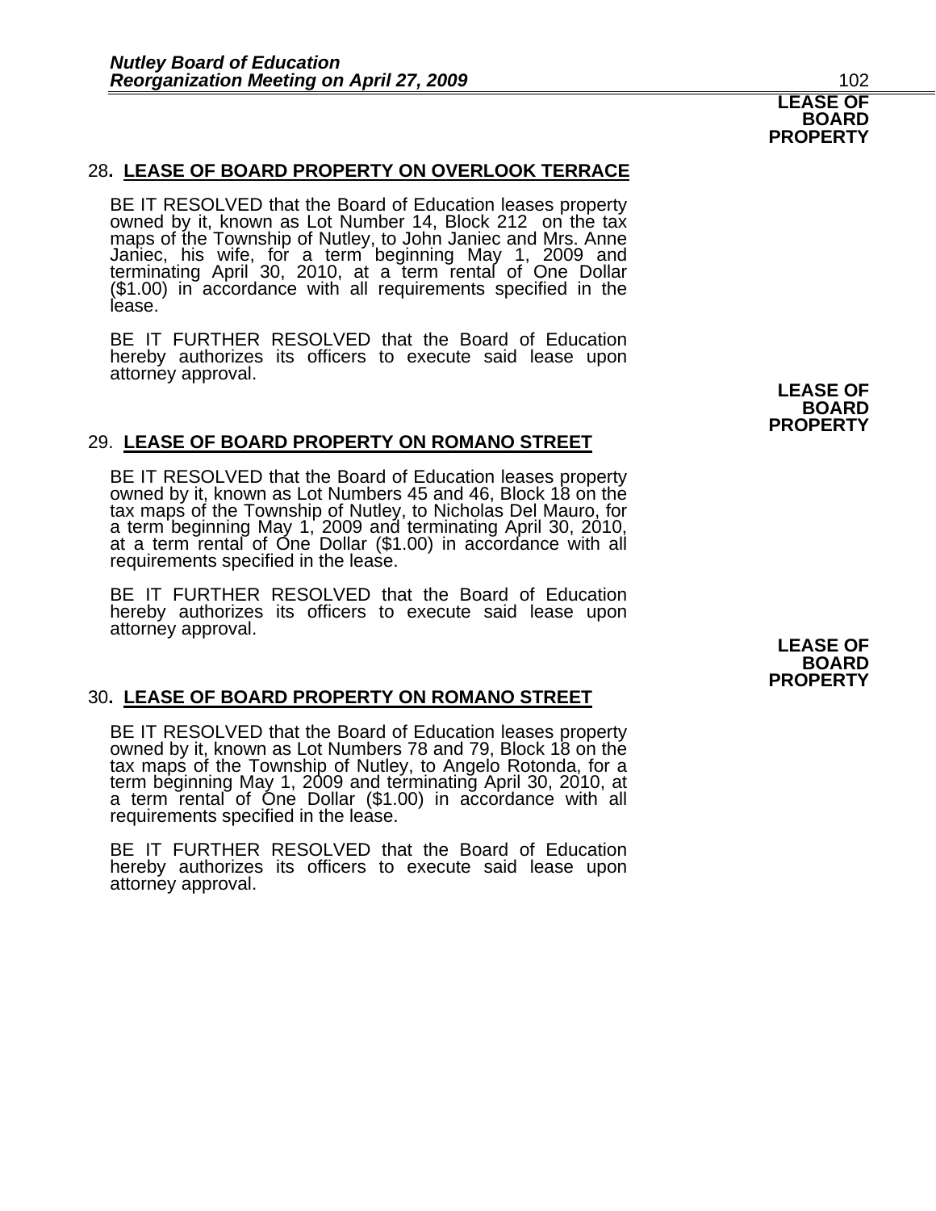**LEASE OF BOARD PROPERTY**

28**. LEASE OF BOARD PROPERTY ON OVERLOOK TERRACE**

BE IT RESOLVED that the Board of Education leases property owned by it, known as Lot Number 14, Block 212 on the tax maps of the Township of Nutley, to John Janiec and Mrs. Anne Janiec, his wife, for a term beginning May 1, 2009 and terminating April 30, 2010, at a term rental of One Dollar ($1.00) in accordance with all requirements specified in the lease.

BE IT FURTHER RESOLVED that the Board of Education hereby authorizes its officers to execute said lease upon attorney approval.

**LEASE OF BOARD PROPERTY**

29. **LEASE OF BOARD PROPERTY ON ROMANO STREET**

BE IT RESOLVED that the Board of Education leases property owned by it, known as Lot Numbers 45 and 46, Block 18 on the tax maps of the Township of Nutley, to Nicholas Del Mauro, for a term beginning May 1, 2009 and terminating April 30, 2010, at a term rental of One Dollar ($1.00) in accordance with all requirements specified in the lease.

BE IT FURTHER RESOLVED that the Board of Education hereby authorizes its officers to execute said lease upon attorney approval.

**LEASE OF BOARD PROPERTY**

30**. LEASE OF BOARD PROPERTY ON ROMANO STREET**

BE IT RESOLVED that the Board of Education leases property owned by it, known as Lot Numbers 78 and 79, Block 18 on the tax maps of the Township of Nutley, to Angelo Rotonda, for a term beginning May 1, 2009 and terminating April 30, 2010, at a term rental of One Dollar ($1.00) in accordance with all requirements specified in the lease.

BE IT FURTHER RESOLVED that the Board of Education hereby authorizes its officers to execute said lease upon attorney approval.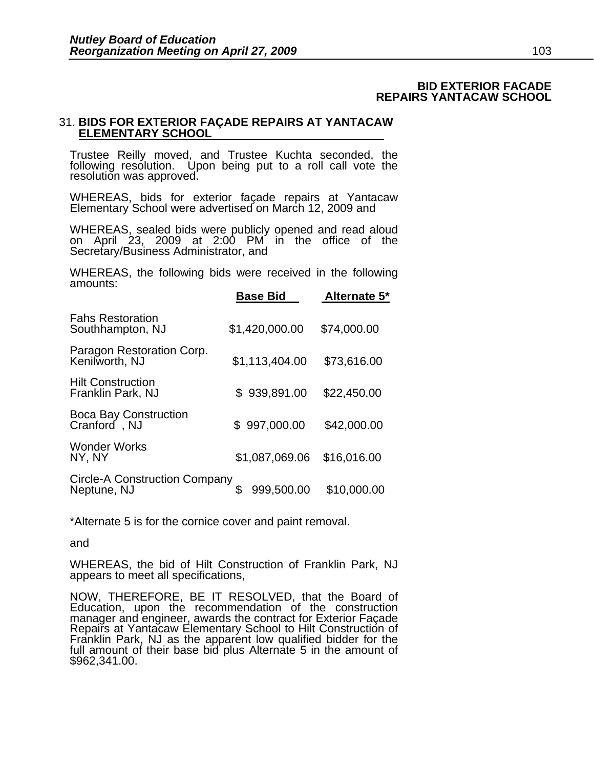**BID EXTERIOR FACADE REPAIRS YANTACAW SCHOOL**

31. **BIDS FOR EXTERIOR FAÇADE REPAIRS AT YANTACAW ELEMENTARY SCHOOL**

Trustee Reilly moved, and Trustee Kuchta seconded, the following resolution. Upon being put to a roll call vote the resolution was approved.

WHEREAS, bids for exterior façade repairs at Yantacaw Elementary School were advertised on March 12, 2009 and

WHEREAS, sealed bids were publicly opened and read aloud on April 23, 2009 at 2:00 PM in the office of the Secretary/Business Administrator, and

WHEREAS, the following bids were received in the following amounts:

| | Base Bid | Alternate 5* |
|---|---|---|
| Fahs Restoration<br>Southhampton, NJ | $1,420,000.00 | $74,000.00 |
| Paragon Restoration Corp.<br>Kenilworth, NJ | $1,113,404.00 | $73,616.00 |
| Hilt Construction<br>Franklin Park, NJ | $ 939,891.00 | $22,450.00 |
| Boca Bay Construction<br>Cranford , NJ | $ 997,000.00 | $42,000.00 |
| Wonder Works<br>NY, NY | $1,087,069.06 | $16,016.00 |
| Circle-A Construction Company<br>Neptune, NJ | $ 999,500.00 | $10,000.00 |

*Alternate 5 is for the cornice cover and paint removal.

and

WHEREAS, the bid of Hilt Construction of Franklin Park, NJ appears to meet all specifications,

NOW, THEREFORE, BE IT RESOLVED, that the Board of Education, upon the recommendation of the construction manager and engineer, awards the contract for Exterior Façade Repairs at Yantacaw Elementary School to Hilt Construction of Franklin Park, NJ as the apparent low qualified bidder for the full amount of their base bid plus Alternate 5 in the amount of $962,341.00.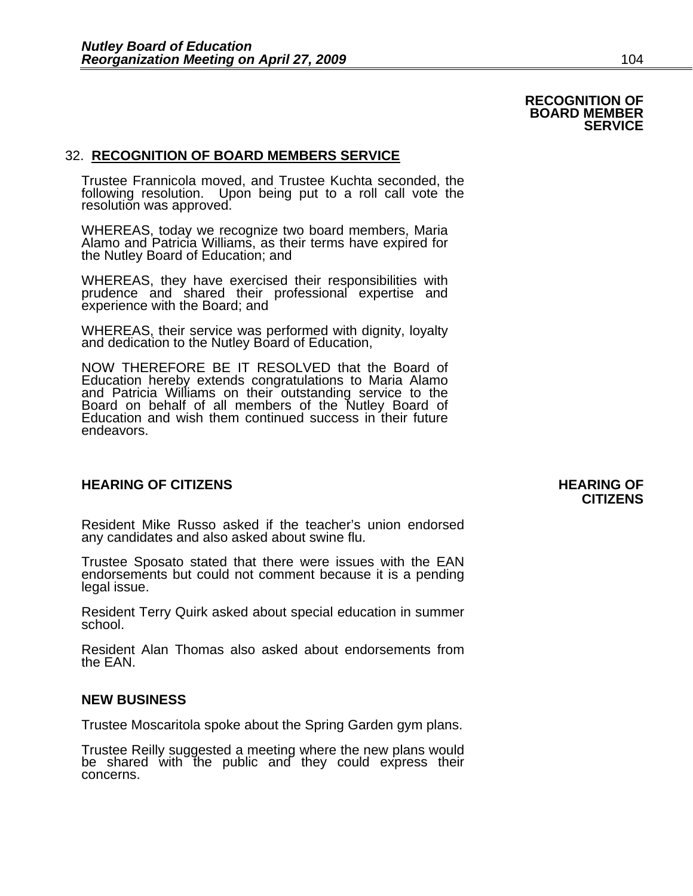**RECOGNITION OF BOARD MEMBER SERVICE**

32. **RECOGNITION OF BOARD MEMBERS SERVICE**

Trustee Frannicola moved, and Trustee Kuchta seconded, the following resolution. Upon being put to a roll call vote the resolution was approved.

WHEREAS, today we recognize two board members, Maria Alamo and Patricia Williams, as their terms have expired for the Nutley Board of Education; and

WHEREAS, they have exercised their responsibilities with prudence and shared their professional expertise and experience with the Board; and

WHEREAS, their service was performed with dignity, loyalty and dedication to the Nutley Board of Education,

NOW THEREFORE BE IT RESOLVED that the Board of Education hereby extends congratulations to Maria Alamo and Patricia Williams on their outstanding service to the Board on behalf of all members of the Nutley Board of Education and wish them continued success in their future endeavors.

**HEARING OF CITIZENS**

**HEARING OF CITIZENS**

Resident Mike Russo asked if the teacher's union endorsed any candidates and also asked about swine flu.

Trustee Sposato stated that there were issues with the EAN endorsements but could not comment because it is a pending legal issue.

Resident Terry Quirk asked about special education in summer school.

Resident Alan Thomas also asked about endorsements from the EAN.

**NEW BUSINESS**

Trustee Moscaritola spoke about the Spring Garden gym plans.

Trustee Reilly suggested a meeting where the new plans would be shared with the public and they could express their concerns.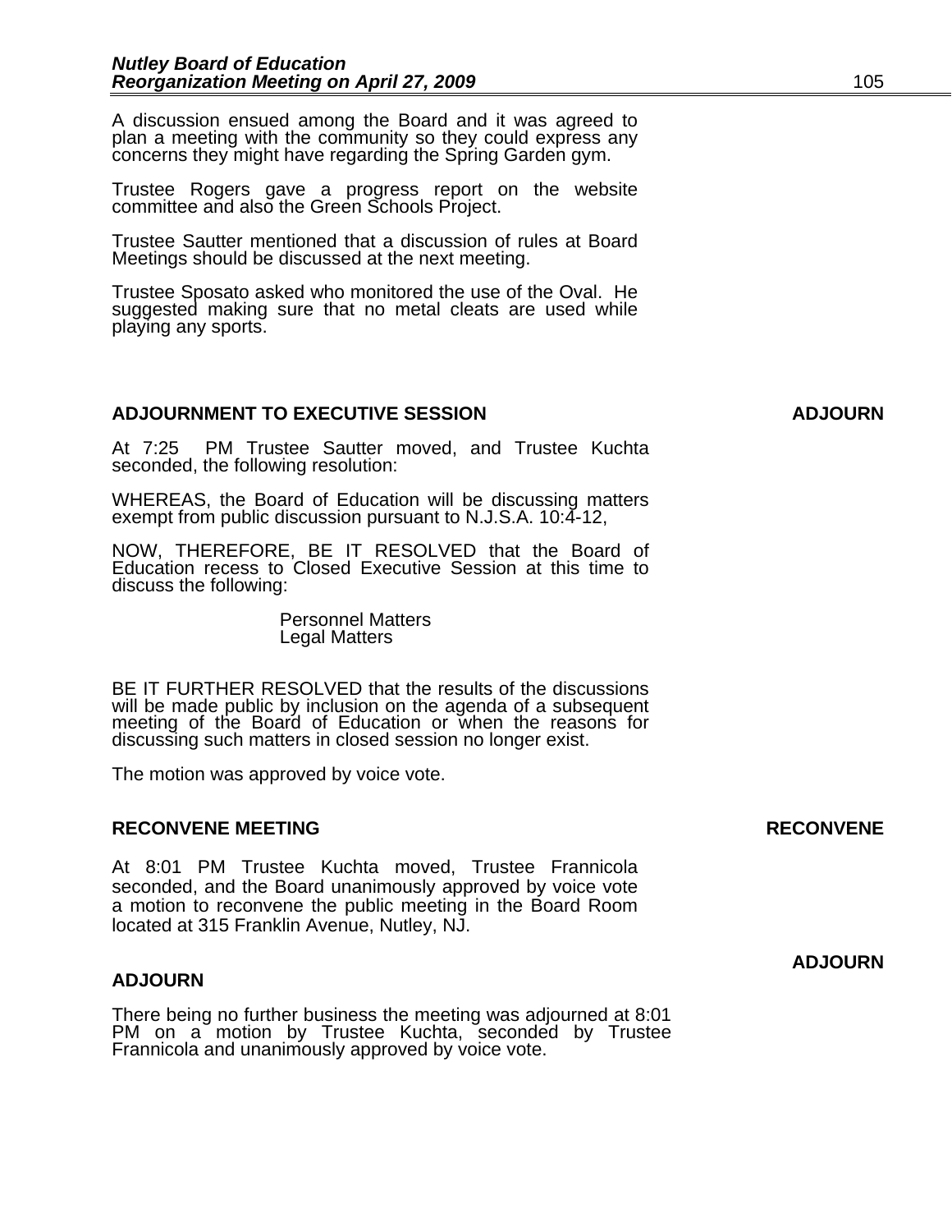A discussion ensued among the Board and it was agreed to plan a meeting with the community so they could express any concerns they might have regarding the Spring Garden gym.

Trustee Rogers gave a progress report on the website committee and also the Green Schools Project.

Trustee Sautter mentioned that a discussion of rules at Board Meetings should be discussed at the next meeting.

Trustee Sposato asked who monitored the use of the Oval. He suggested making sure that no metal cleats are used while playing any sports.

### ADJOURNMENT TO EXECUTIVE SESSION

**ADJOURN**

At 7:25 PM Trustee Sautter moved, and Trustee Kuchta seconded, the following resolution:

WHEREAS, the Board of Education will be discussing matters exempt from public discussion pursuant to N.J.S.A. 10:4-12,

NOW, THEREFORE, BE IT RESOLVED that the Board of Education recess to Closed Executive Session at this time to discuss the following:

Personnel Matters
Legal Matters

BE IT FURTHER RESOLVED that the results of the discussions will be made public by inclusion on the agenda of a subsequent meeting of the Board of Education or when the reasons for discussing such matters in closed session no longer exist.

The motion was approved by voice vote.

### RECONVENE MEETING

**RECONVENE**

At 8:01 PM Trustee Kuchta moved, Trustee Frannicola seconded, and the Board unanimously approved by voice vote a motion to reconvene the public meeting in the Board Room located at 315 Franklin Avenue, Nutley, NJ.

### ADJOURN

**ADJOURN**

There being no further business the meeting was adjourned at 8:01 PM on a motion by Trustee Kuchta, seconded by Trustee Frannicola and unanimously approved by voice vote.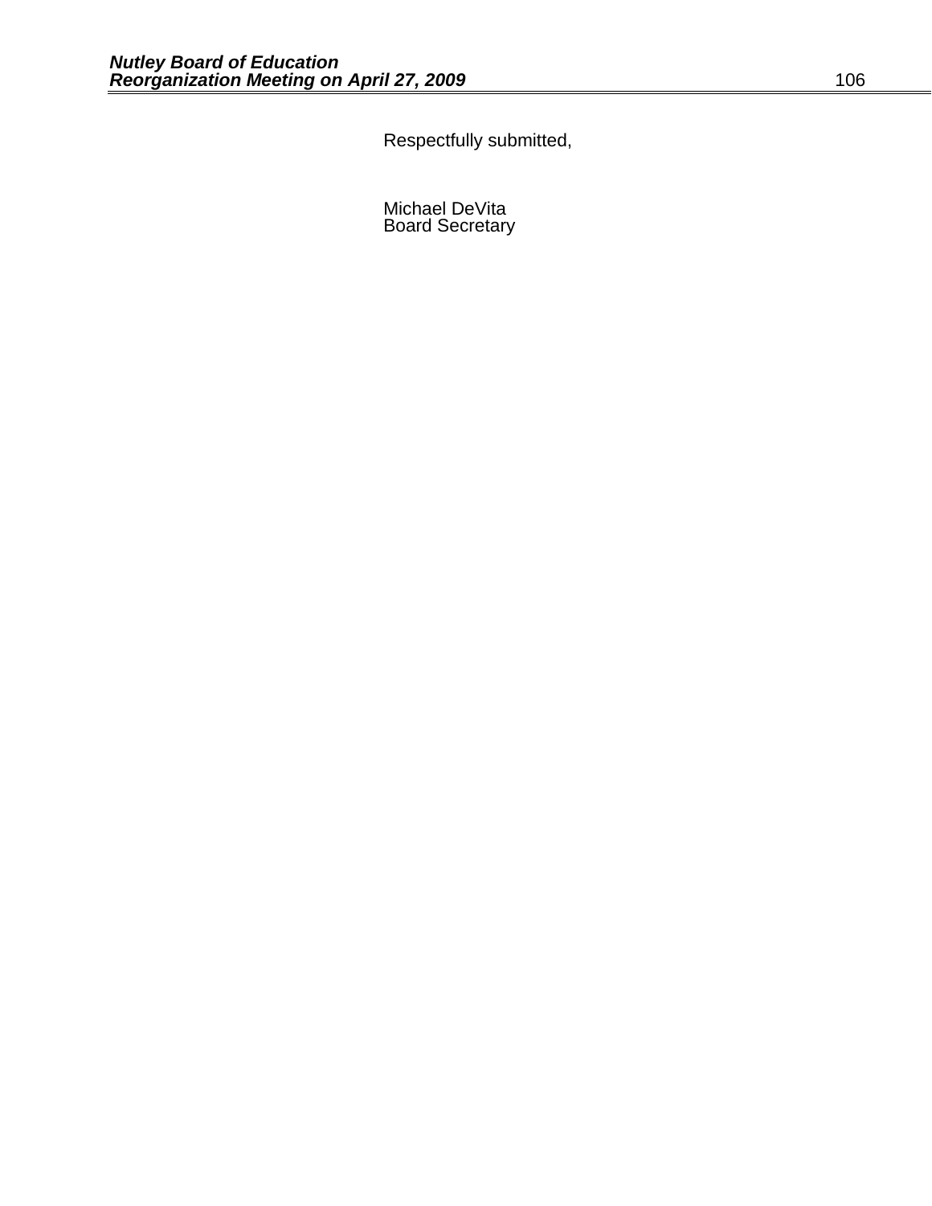Respectfully submitted,

Michael DeVita
Board Secretary